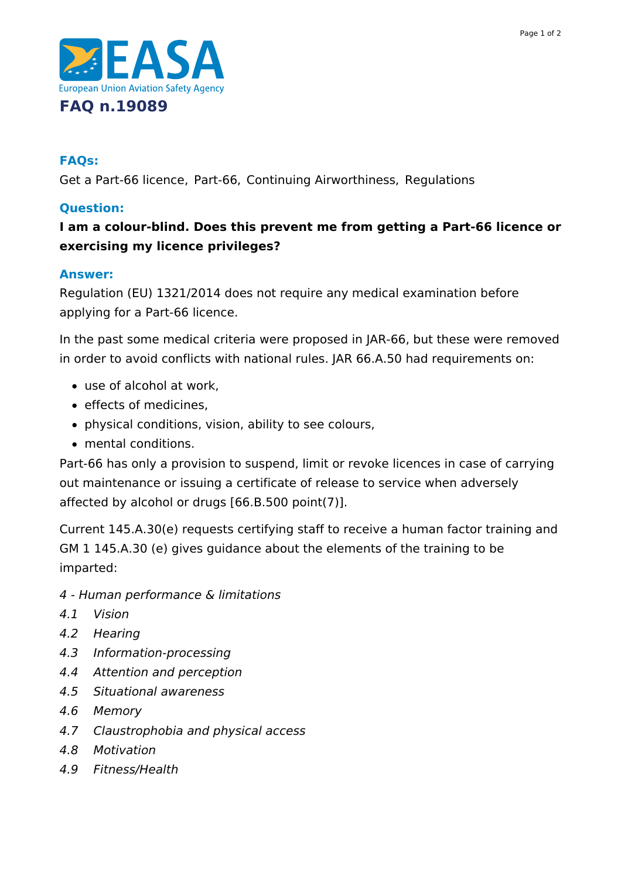# FAQ n.19089

### FAQs:

Get a Part-66 licence, Part-66, Continuing Airworthiness, Regulations

### Question:

**I am a colour-blind. Does this prevent me from getting a Part-66 licence or exercising my licence privileges?**

### Answer:

Regulation (EU) 1321/2014 does not require any medical examination before applying for a Part-66 licence.

In the past some medical criteria were proposed in JAR-66, but these were removed in order to avoid conflicts with national rules. JAR 66.A.50 had requirements on:

- use of alcohol at work,
- effects of medicines,
- physical conditions, vision, ability to see colours,
- mental conditions.

Part-66 has only a provision to suspend, limit or revoke licences in case of carrying out maintenance or issuing a certificate of release to service when adversely affected by alcohol or drugs [66.B.500 point(7)].

Current 145.A.30(e) requests certifying staff to receive a human factor training and GM 1 145.A.30 (e) gives guidance about the elements of the training to be imparted:

*4 - Human performance & limitations*
*4.1 Vision*
*4.2 Hearing*
*4.3 Information-processing*
*4.4 Attention and perception*
*4.5 Situational awareness*
*4.6 Memory*
*4.7 Claustrophobia and physical access*
*4.8 Motivation*
*4.9 Fitness/Health*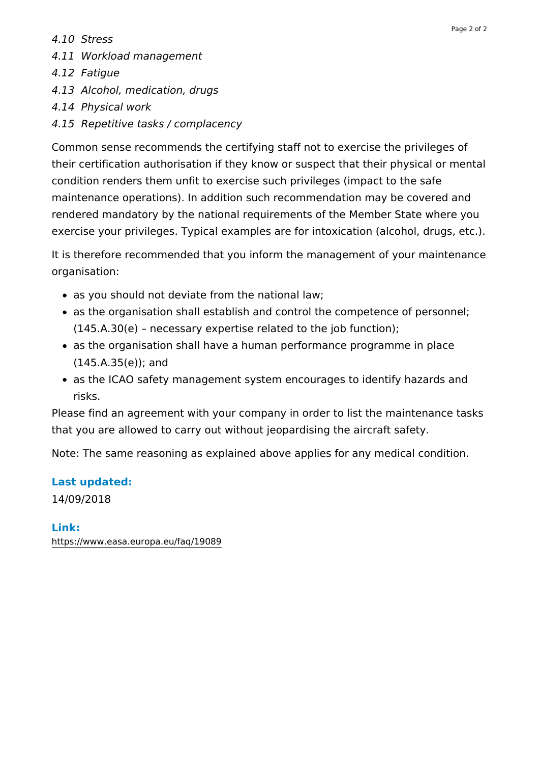*4.10 Stress*

*4.11 Workload management*

*4.12 Fatigue*

*4.13 Alcohol, medication, drugs*

*4.14 Physical work*

*4.15 Repetitive tasks / complacency*

Common sense recommends the certifying staff not to exercise the privileges of their certification authorisation if they know or suspect that their physical or mental condition renders them unfit to exercise such privileges (impact to the safe maintenance operations). In addition such recommendation may be covered and rendered mandatory by the national requirements of the Member State where you exercise your privileges. Typical examples are for intoxication (alcohol, drugs, etc.).

It is therefore recommended that you inform the management of your maintenance organisation:

- as you should not deviate from the national law;
- as the organisation shall establish and control the competence of personnel; (145.A.30(e) – necessary expertise related to the job function);
- as the organisation shall have a human performance programme in place (145.A.35(e)); and
- as the ICAO safety management system encourages to identify hazards and risks.

Please find an agreement with your company in order to list the maintenance tasks that you are allowed to carry out without jeopardising the aircraft safety.

Note: The same reasoning as explained above applies for any medical condition.

**Last updated:**

14/09/2018

**Link:**

https://www.easa.europa.eu/faq/19089